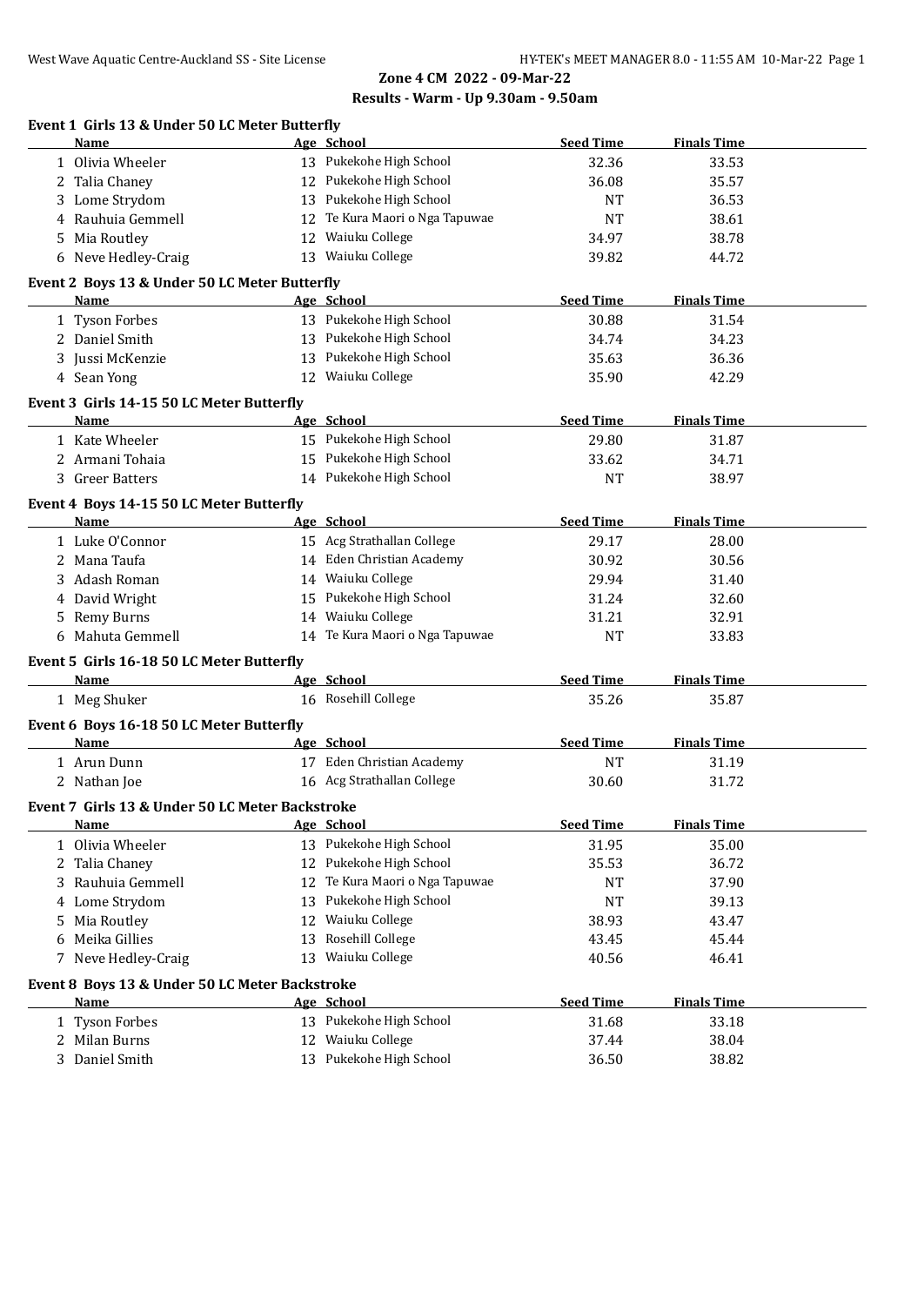## Zone 4 CM 2022 - 09-Mar-22

### Results - Warm - Up 9.30am - 9.50am

**Event 1 Girls 13 & Under 50 LC Meter Butterfly**

| | Name | Age | School | Seed Time | Finals Time |
|---|---|---|---|---|---|
| 1 | Olivia Wheeler | 13 | Pukekohe High School | 32.36 | 33.53 |
| 2 | Talia Chaney | 12 | Pukekohe High School | 36.08 | 35.57 |
| 3 | Lome Strydom | 13 | Pukekohe High School | NT | 36.53 |
| 4 | Rauhuia Gemmell | 12 | Te Kura Maori o Nga Tapuwae | NT | 38.61 |
| 5 | Mia Routley | 12 | Waiuku College | 34.97 | 38.78 |
| 6 | Neve Hedley-Craig | 13 | Waiuku College | 39.82 | 44.72 |

**Event 2 Boys 13 & Under 50 LC Meter Butterfly**

| | Name | Age | School | Seed Time | Finals Time |
|---|---|---|---|---|---|
| 1 | Tyson Forbes | 13 | Pukekohe High School | 30.88 | 31.54 |
| 2 | Daniel Smith | 13 | Pukekohe High School | 34.74 | 34.23 |
| 3 | Jussi McKenzie | 13 | Pukekohe High School | 35.63 | 36.36 |
| 4 | Sean Yong | 12 | Waiuku College | 35.90 | 42.29 |

**Event 3 Girls 14-15 50 LC Meter Butterfly**

| | Name | Age | School | Seed Time | Finals Time |
|---|---|---|---|---|---|
| 1 | Kate Wheeler | 15 | Pukekohe High School | 29.80 | 31.87 |
| 2 | Armani Tohaia | 15 | Pukekohe High School | 33.62 | 34.71 |
| 3 | Greer Batters | 14 | Pukekohe High School | NT | 38.97 |

**Event 4 Boys 14-15 50 LC Meter Butterfly**

| | Name | Age | School | Seed Time | Finals Time |
|---|---|---|---|---|---|
| 1 | Luke O'Connor | 15 | Acg Strathallan College | 29.17 | 28.00 |
| 2 | Mana Taufa | 14 | Eden Christian Academy | 30.92 | 30.56 |
| 3 | Adash Roman | 14 | Waiuku College | 29.94 | 31.40 |
| 4 | David Wright | 15 | Pukekohe High School | 31.24 | 32.60 |
| 5 | Remy Burns | 14 | Waiuku College | 31.21 | 32.91 |
| 6 | Mahuta Gemmell | 14 | Te Kura Maori o Nga Tapuwae | NT | 33.83 |

**Event 5 Girls 16-18 50 LC Meter Butterfly**

| | Name | Age | School | Seed Time | Finals Time |
|---|---|---|---|---|---|
| 1 | Meg Shuker | 16 | Rosehill College | 35.26 | 35.87 |

**Event 6 Boys 16-18 50 LC Meter Butterfly**

| | Name | Age | School | Seed Time | Finals Time |
|---|---|---|---|---|---|
| 1 | Arun Dunn | 17 | Eden Christian Academy | NT | 31.19 |
| 2 | Nathan Joe | 16 | Acg Strathallan College | 30.60 | 31.72 |

**Event 7 Girls 13 & Under 50 LC Meter Backstroke**

| | Name | Age | School | Seed Time | Finals Time |
|---|---|---|---|---|---|
| 1 | Olivia Wheeler | 13 | Pukekohe High School | 31.95 | 35.00 |
| 2 | Talia Chaney | 12 | Pukekohe High School | 35.53 | 36.72 |
| 3 | Rauhuia Gemmell | 12 | Te Kura Maori o Nga Tapuwae | NT | 37.90 |
| 4 | Lome Strydom | 13 | Pukekohe High School | NT | 39.13 |
| 5 | Mia Routley | 12 | Waiuku College | 38.93 | 43.47 |
| 6 | Meika Gillies | 13 | Rosehill College | 43.45 | 45.44 |
| 7 | Neve Hedley-Craig | 13 | Waiuku College | 40.56 | 46.41 |

**Event 8 Boys 13 & Under 50 LC Meter Backstroke**

| | Name | Age | School | Seed Time | Finals Time |
|---|---|---|---|---|---|
| 1 | Tyson Forbes | 13 | Pukekohe High School | 31.68 | 33.18 |
| 2 | Milan Burns | 12 | Waiuku College | 37.44 | 38.04 |
| 3 | Daniel Smith | 13 | Pukekohe High School | 36.50 | 38.82 |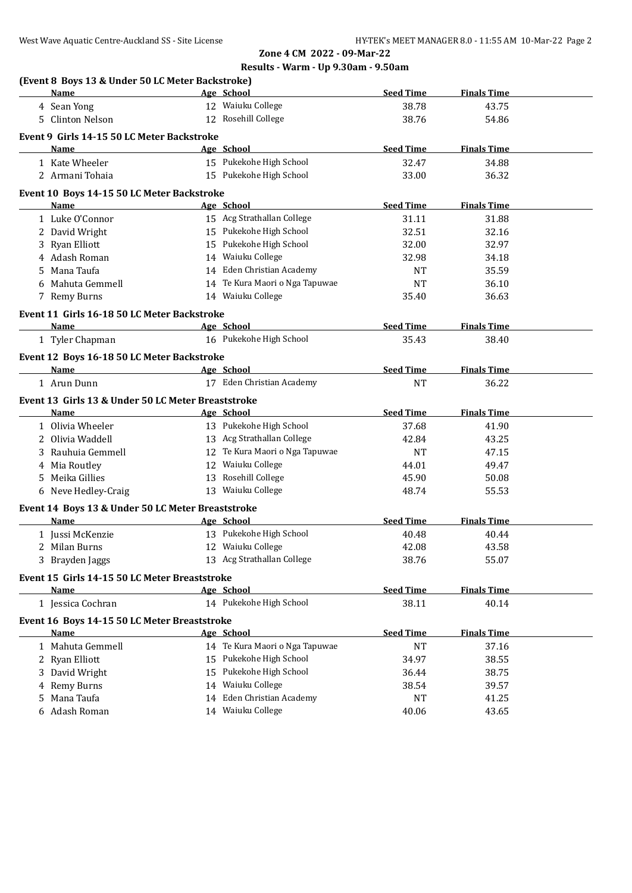**Zone 4 CM 2022 - 09-Mar-22**

**Results - Warm - Up 9.30am - 9.50am**

### (Event 8 Boys 13 & Under 50 LC Meter Backstroke)

| | Name | Age | School | Seed Time | Finals Time |
|---|---|---|---|---|---|
| 4 | Sean Yong | 12 | Waiuku College | 38.78 | 43.75 |
| 5 | Clinton Nelson | 12 | Rosehill College | 38.76 | 54.86 |

### Event 9 Girls 14-15 50 LC Meter Backstroke

| | Name | Age | School | Seed Time | Finals Time |
|---|---|---|---|---|---|
| 1 | Kate Wheeler | 15 | Pukekohe High School | 32.47 | 34.88 |
| 2 | Armani Tohaia | 15 | Pukekohe High School | 33.00 | 36.32 |

### Event 10 Boys 14-15 50 LC Meter Backstroke

| | Name | Age | School | Seed Time | Finals Time |
|---|---|---|---|---|---|
| 1 | Luke O'Connor | 15 | Acg Strathallan College | 31.11 | 31.88 |
| 2 | David Wright | 15 | Pukekohe High School | 32.51 | 32.16 |
| 3 | Ryan Elliott | 15 | Pukekohe High School | 32.00 | 32.97 |
| 4 | Adash Roman | 14 | Waiuku College | 32.98 | 34.18 |
| 5 | Mana Taufa | 14 | Eden Christian Academy | NT | 35.59 |
| 6 | Mahuta Gemmell | 14 | Te Kura Maori o Nga Tapuwae | NT | 36.10 |
| 7 | Remy Burns | 14 | Waiuku College | 35.40 | 36.63 |

### Event 11 Girls 16-18 50 LC Meter Backstroke

| | Name | Age | School | Seed Time | Finals Time |
|---|---|---|---|---|---|
| 1 | Tyler Chapman | 16 | Pukekohe High School | 35.43 | 38.40 |

### Event 12 Boys 16-18 50 LC Meter Backstroke

| | Name | Age | School | Seed Time | Finals Time |
|---|---|---|---|---|---|
| 1 | Arun Dunn | 17 | Eden Christian Academy | NT | 36.22 |

### Event 13 Girls 13 & Under 50 LC Meter Breaststroke

| | Name | Age | School | Seed Time | Finals Time |
|---|---|---|---|---|---|
| 1 | Olivia Wheeler | 13 | Pukekohe High School | 37.68 | 41.90 |
| 2 | Olivia Waddell | 13 | Acg Strathallan College | 42.84 | 43.25 |
| 3 | Rauhuia Gemmell | 12 | Te Kura Maori o Nga Tapuwae | NT | 47.15 |
| 4 | Mia Routley | 12 | Waiuku College | 44.01 | 49.47 |
| 5 | Meika Gillies | 13 | Rosehill College | 45.90 | 50.08 |
| 6 | Neve Hedley-Craig | 13 | Waiuku College | 48.74 | 55.53 |

### Event 14 Boys 13 & Under 50 LC Meter Breaststroke

| | Name | Age | School | Seed Time | Finals Time |
|---|---|---|---|---|---|
| 1 | Jussi McKenzie | 13 | Pukekohe High School | 40.48 | 40.44 |
| 2 | Milan Burns | 12 | Waiuku College | 42.08 | 43.58 |
| 3 | Brayden Jaggs | 13 | Acg Strathallan College | 38.76 | 55.07 |

### Event 15 Girls 14-15 50 LC Meter Breaststroke

| | Name | Age | School | Seed Time | Finals Time |
|---|---|---|---|---|---|
| 1 | Jessica Cochran | 14 | Pukekohe High School | 38.11 | 40.14 |

### Event 16 Boys 14-15 50 LC Meter Breaststroke

| | Name | Age | School | Seed Time | Finals Time |
|---|---|---|---|---|---|
| 1 | Mahuta Gemmell | 14 | Te Kura Maori o Nga Tapuwae | NT | 37.16 |
| 2 | Ryan Elliott | 15 | Pukekohe High School | 34.97 | 38.55 |
| 3 | David Wright | 15 | Pukekohe High School | 36.44 | 38.75 |
| 4 | Remy Burns | 14 | Waiuku College | 38.54 | 39.57 |
| 5 | Mana Taufa | 14 | Eden Christian Academy | NT | 41.25 |
| 6 | Adash Roman | 14 | Waiuku College | 40.06 | 43.65 |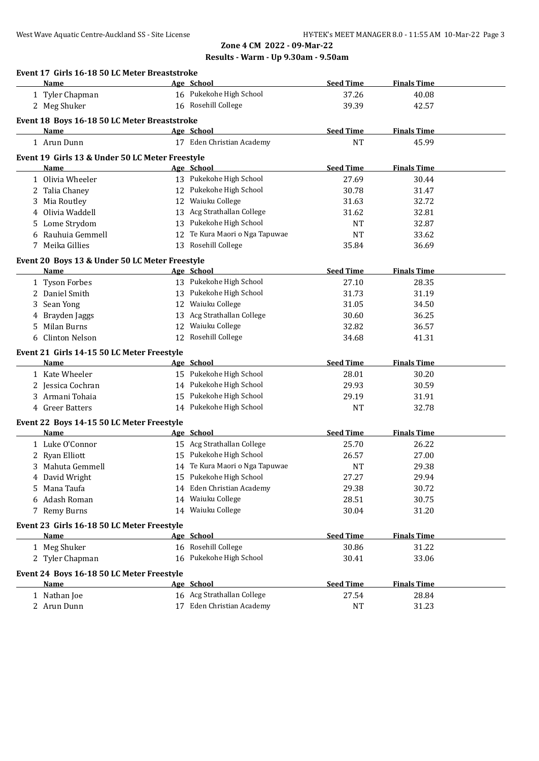## Zone 4 CM 2022 - 09-Mar-22

## Results - Warm - Up 9.30am - 9.50am

### Event 17 Girls 16-18 50 LC Meter Breaststroke

| | Name | Age | School | Seed Time | Finals Time |
|---|---|---|---|---|---|
| 1 | Tyler Chapman | 16 | Pukekohe High School | 37.26 | 40.08 |
| 2 | Meg Shuker | 16 | Rosehill College | 39.39 | 42.57 |

### Event 18 Boys 16-18 50 LC Meter Breaststroke

| | Name | Age | School | Seed Time | Finals Time |
|---|---|---|---|---|---|
| 1 | Arun Dunn | 17 | Eden Christian Academy | NT | 45.99 |

### Event 19 Girls 13 & Under 50 LC Meter Freestyle

| | Name | Age | School | Seed Time | Finals Time |
|---|---|---|---|---|---|
| 1 | Olivia Wheeler | 13 | Pukekohe High School | 27.69 | 30.44 |
| 2 | Talia Chaney | 12 | Pukekohe High School | 30.78 | 31.47 |
| 3 | Mia Routley | 12 | Waiuku College | 31.63 | 32.72 |
| 4 | Olivia Waddell | 13 | Acg Strathallan College | 31.62 | 32.81 |
| 5 | Lome Strydom | 13 | Pukekohe High School | NT | 32.87 |
| 6 | Rauhuia Gemmell | 12 | Te Kura Maori o Nga Tapuwae | NT | 33.62 |
| 7 | Meika Gillies | 13 | Rosehill College | 35.84 | 36.69 |

### Event 20 Boys 13 & Under 50 LC Meter Freestyle

| | Name | Age | School | Seed Time | Finals Time |
|---|---|---|---|---|---|
| 1 | Tyson Forbes | 13 | Pukekohe High School | 27.10 | 28.35 |
| 2 | Daniel Smith | 13 | Pukekohe High School | 31.73 | 31.19 |
| 3 | Sean Yong | 12 | Waiuku College | 31.05 | 34.50 |
| 4 | Brayden Jaggs | 13 | Acg Strathallan College | 30.60 | 36.25 |
| 5 | Milan Burns | 12 | Waiuku College | 32.82 | 36.57 |
| 6 | Clinton Nelson | 12 | Rosehill College | 34.68 | 41.31 |

### Event 21 Girls 14-15 50 LC Meter Freestyle

| | Name | Age | School | Seed Time | Finals Time |
|---|---|---|---|---|---|
| 1 | Kate Wheeler | 15 | Pukekohe High School | 28.01 | 30.20 |
| 2 | Jessica Cochran | 14 | Pukekohe High School | 29.93 | 30.59 |
| 3 | Armani Tohaia | 15 | Pukekohe High School | 29.19 | 31.91 |
| 4 | Greer Batters | 14 | Pukekohe High School | NT | 32.78 |

### Event 22 Boys 14-15 50 LC Meter Freestyle

| | Name | Age | School | Seed Time | Finals Time |
|---|---|---|---|---|---|
| 1 | Luke O'Connor | 15 | Acg Strathallan College | 25.70 | 26.22 |
| 2 | Ryan Elliott | 15 | Pukekohe High School | 26.57 | 27.00 |
| 3 | Mahuta Gemmell | 14 | Te Kura Maori o Nga Tapuwae | NT | 29.38 |
| 4 | David Wright | 15 | Pukekohe High School | 27.27 | 29.94 |
| 5 | Mana Taufa | 14 | Eden Christian Academy | 29.38 | 30.72 |
| 6 | Adash Roman | 14 | Waiuku College | 28.51 | 30.75 |
| 7 | Remy Burns | 14 | Waiuku College | 30.04 | 31.20 |

### Event 23 Girls 16-18 50 LC Meter Freestyle

| | Name | Age | School | Seed Time | Finals Time |
|---|---|---|---|---|---|
| 1 | Meg Shuker | 16 | Rosehill College | 30.86 | 31.22 |
| 2 | Tyler Chapman | 16 | Pukekohe High School | 30.41 | 33.06 |

### Event 24 Boys 16-18 50 LC Meter Freestyle

| | Name | Age | School | Seed Time | Finals Time |
|---|---|---|---|---|---|
| 1 | Nathan Joe | 16 | Acg Strathallan College | 27.54 | 28.84 |
| 2 | Arun Dunn | 17 | Eden Christian Academy | NT | 31.23 |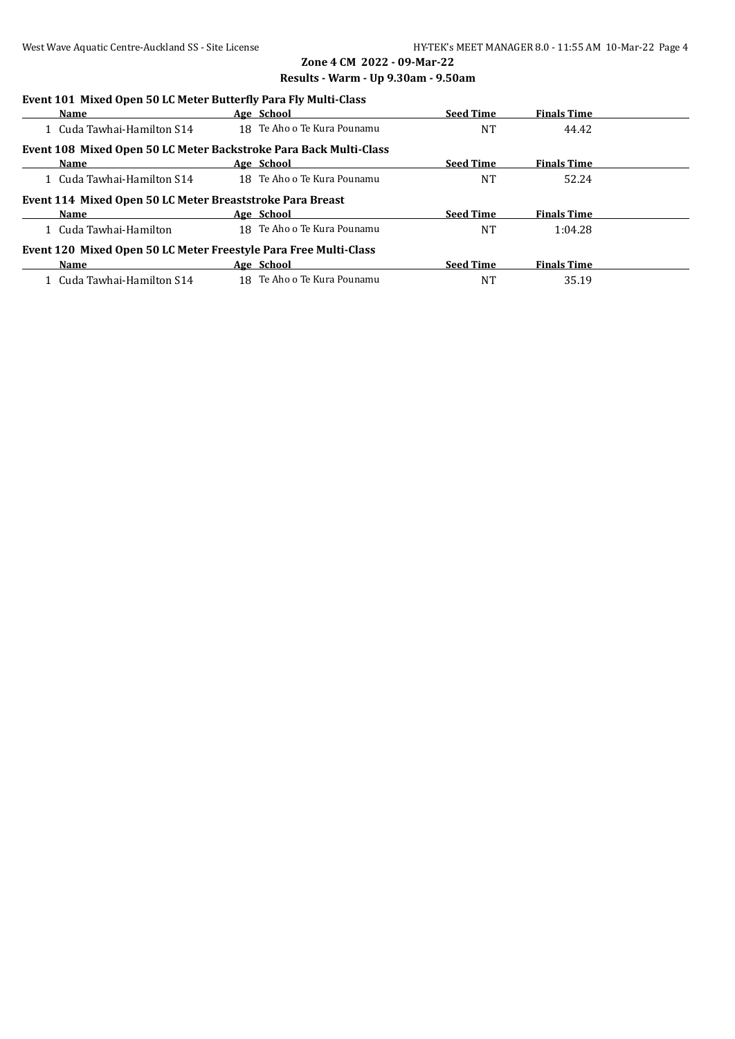Zone 4 CM 2022 - 09-Mar-22

Results - Warm - Up 9.30am - 9.50am

**Event 101 Mixed Open 50 LC Meter Butterfly Para Fly Multi-Class**

| Name | Age | School | Seed Time | Finals Time |
|---|---|---|---|---|
| 1 Cuda Tawhai-Hamilton S14 | 18 | Te Aho o Te Kura Pounamu | NT | 44.42 |

**Event 108 Mixed Open 50 LC Meter Backstroke Para Back Multi-Class**

| Name | Age | School | Seed Time | Finals Time |
|---|---|---|---|---|
| 1 Cuda Tawhai-Hamilton S14 | 18 | Te Aho o Te Kura Pounamu | NT | 52.24 |

**Event 114 Mixed Open 50 LC Meter Breaststroke Para Breast**

| Name | Age | School | Seed Time | Finals Time |
|---|---|---|---|---|
| 1 Cuda Tawhai-Hamilton | 18 | Te Aho o Te Kura Pounamu | NT | 1:04.28 |

**Event 120 Mixed Open 50 LC Meter Freestyle Para Free Multi-Class**

| Name | Age | School | Seed Time | Finals Time |
|---|---|---|---|---|
| 1 Cuda Tawhai-Hamilton S14 | 18 | Te Aho o Te Kura Pounamu | NT | 35.19 |